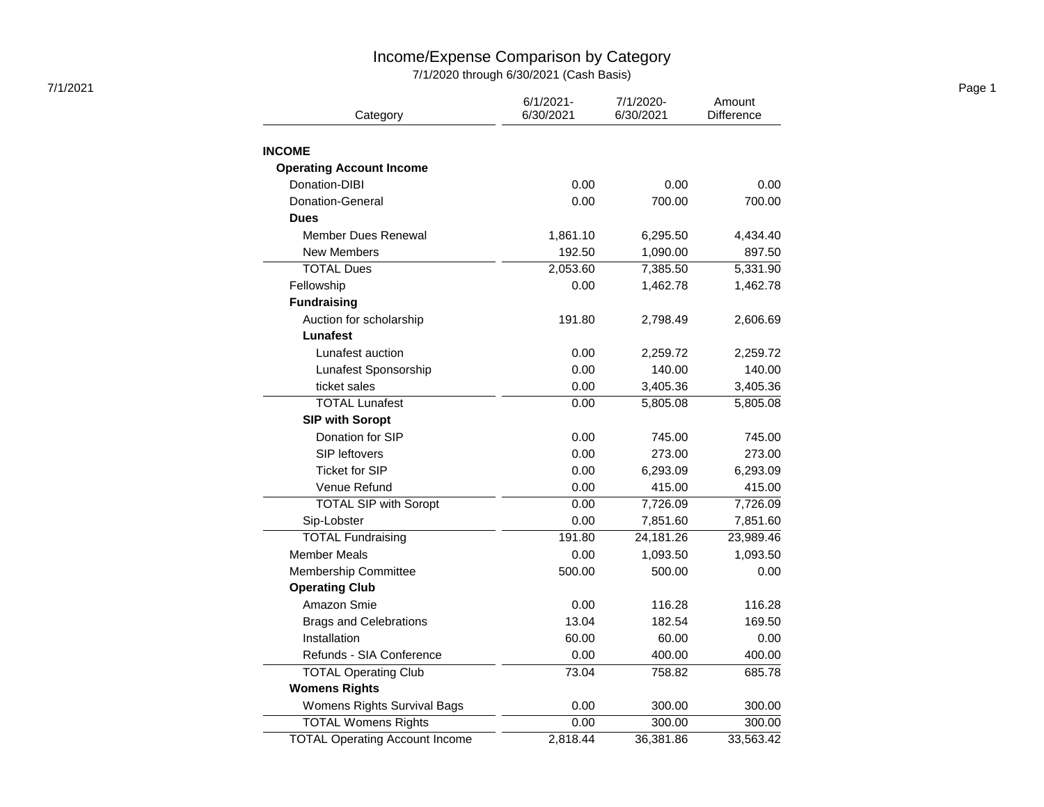# Income/Expense Comparison by Category

7/1/2020 through 6/30/2021 (Cash Basis)

| Category | 6/1/2021-6/30/2021 | 7/1/2020-6/30/2021 | Amount Difference |
|---|---|---|---|
| **INCOME** | | | |
| **Operating Account Income** | | | |
| Donation-DIBI | 0.00 | 0.00 | 0.00 |
| Donation-General | 0.00 | 700.00 | 700.00 |
| **Dues** | | | |
| Member Dues Renewal | 1,861.10 | 6,295.50 | 4,434.40 |
| New Members | 192.50 | 1,090.00 | 897.50 |
| TOTAL Dues | 2,053.60 | 7,385.50 | 5,331.90 |
| Fellowship | 0.00 | 1,462.78 | 1,462.78 |
| **Fundraising** | | | |
| Auction for scholarship | 191.80 | 2,798.49 | 2,606.69 |
| **Lunafest** | | | |
| Lunafest auction | 0.00 | 2,259.72 | 2,259.72 |
| Lunafest Sponsorship | 0.00 | 140.00 | 140.00 |
| ticket sales | 0.00 | 3,405.36 | 3,405.36 |
| TOTAL Lunafest | 0.00 | 5,805.08 | 5,805.08 |
| **SIP with Soropt** | | | |
| Donation for SIP | 0.00 | 745.00 | 745.00 |
| SIP leftovers | 0.00 | 273.00 | 273.00 |
| Ticket for SIP | 0.00 | 6,293.09 | 6,293.09 |
| Venue Refund | 0.00 | 415.00 | 415.00 |
| TOTAL SIP with Soropt | 0.00 | 7,726.09 | 7,726.09 |
| Sip-Lobster | 0.00 | 7,851.60 | 7,851.60 |
| TOTAL Fundraising | 191.80 | 24,181.26 | 23,989.46 |
| Member Meals | 0.00 | 1,093.50 | 1,093.50 |
| Membership Committee | 500.00 | 500.00 | 0.00 |
| **Operating Club** | | | |
| Amazon Smie | 0.00 | 116.28 | 116.28 |
| Brags and Celebrations | 13.04 | 182.54 | 169.50 |
| Installation | 60.00 | 60.00 | 0.00 |
| Refunds - SIA Conference | 0.00 | 400.00 | 400.00 |
| TOTAL Operating Club | 73.04 | 758.82 | 685.78 |
| **Womens Rights** | | | |
| Womens Rights Survival Bags | 0.00 | 300.00 | 300.00 |
| TOTAL Womens Rights | 0.00 | 300.00 | 300.00 |
| TOTAL Operating Account Income | 2,818.44 | 36,381.86 | 33,563.42 |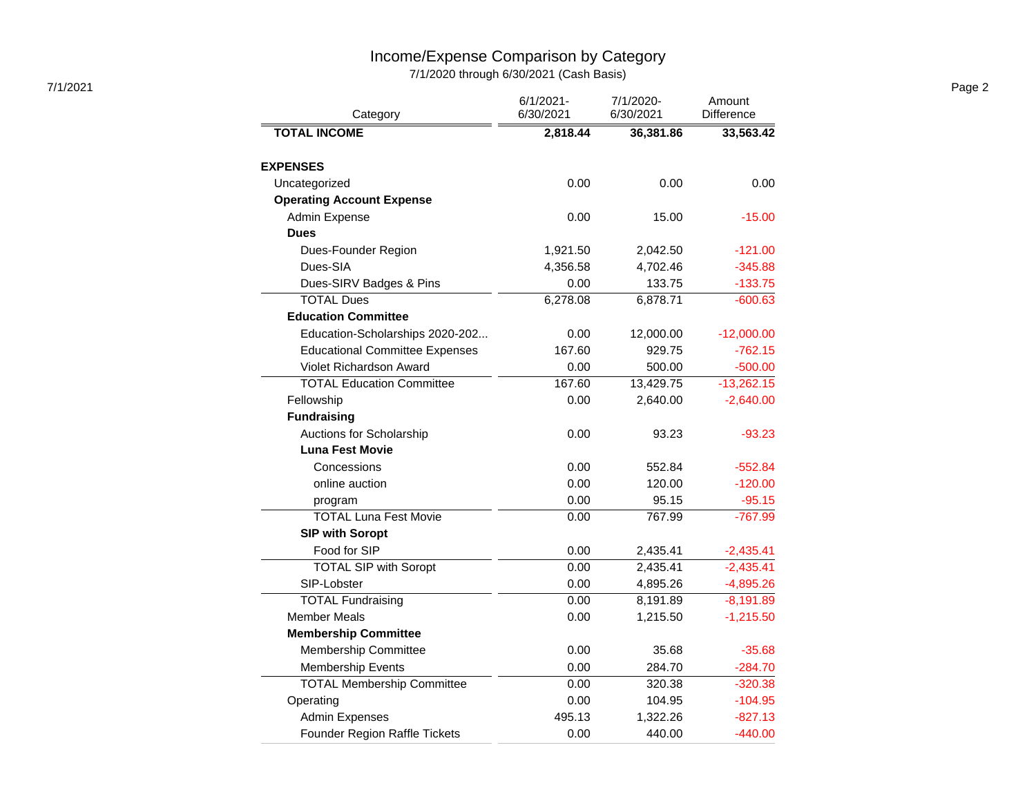# Income/Expense Comparison by Category

7/1/2020 through 6/30/2021 (Cash Basis)

| Category | 6/1/2021-6/30/2021 | 7/1/2020-6/30/2021 | Amount Difference |
|---|---|---|---|
| **TOTAL INCOME** | **2,818.44** | **36,381.86** | **33,563.42** |
| | | | |
| **EXPENSES** | | | |
| Uncategorized | 0.00 | 0.00 | 0.00 |
| **Operating Account Expense** | | | |
| Admin Expense | 0.00 | 15.00 | -15.00 |
| **Dues** | | | |
| Dues-Founder Region | 1,921.50 | 2,042.50 | -121.00 |
| Dues-SIA | 4,356.58 | 4,702.46 | -345.88 |
| Dues-SIRV Badges & Pins | 0.00 | 133.75 | -133.75 |
| TOTAL Dues | 6,278.08 | 6,878.71 | -600.63 |
| **Education Committee** | | | |
| Education-Scholarships 2020-202... | 0.00 | 12,000.00 | -12,000.00 |
| Educational Committee Expenses | 167.60 | 929.75 | -762.15 |
| Violet Richardson Award | 0.00 | 500.00 | -500.00 |
| TOTAL Education Committee | 167.60 | 13,429.75 | -13,262.15 |
| Fellowship | 0.00 | 2,640.00 | -2,640.00 |
| **Fundraising** | | | |
| Auctions for Scholarship | 0.00 | 93.23 | -93.23 |
| **Luna Fest Movie** | | | |
| Concessions | 0.00 | 552.84 | -552.84 |
| online auction | 0.00 | 120.00 | -120.00 |
| program | 0.00 | 95.15 | -95.15 |
| TOTAL Luna Fest Movie | 0.00 | 767.99 | -767.99 |
| **SIP with Soropt** | | | |
| Food for SIP | 0.00 | 2,435.41 | -2,435.41 |
| TOTAL SIP with Soropt | 0.00 | 2,435.41 | -2,435.41 |
| SIP-Lobster | 0.00 | 4,895.26 | -4,895.26 |
| TOTAL Fundraising | 0.00 | 8,191.89 | -8,191.89 |
| Member Meals | 0.00 | 1,215.50 | -1,215.50 |
| **Membership Committee** | | | |
| Membership Committee | 0.00 | 35.68 | -35.68 |
| Membership Events | 0.00 | 284.70 | -284.70 |
| TOTAL Membership Committee | 0.00 | 320.38 | -320.38 |
| Operating | 0.00 | 104.95 | -104.95 |
| Admin Expenses | 495.13 | 1,322.26 | -827.13 |
| Founder Region Raffle Tickets | 0.00 | 440.00 | -440.00 |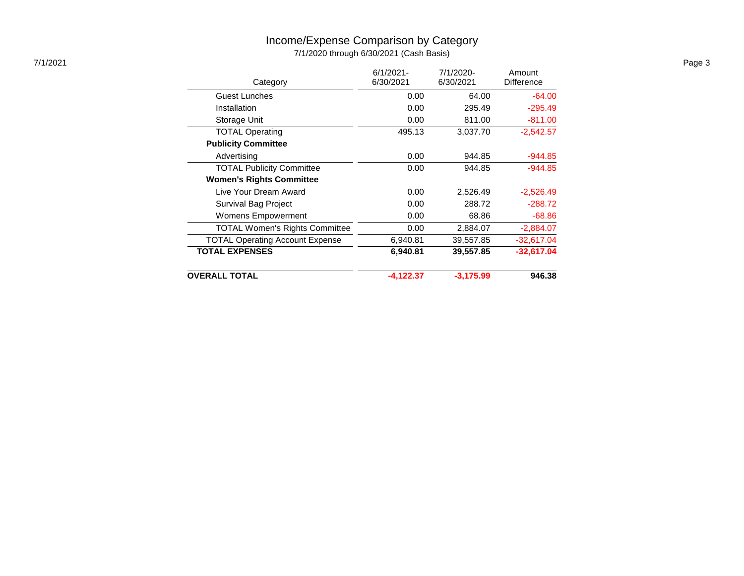# Income/Expense Comparison by Category

7/1/2020 through 6/30/2021 (Cash Basis)

| Category | 6/1/2021-6/30/2021 | 7/1/2020-6/30/2021 | Amount Difference |
|---|---|---|---|
| Guest Lunches | 0.00 | 64.00 | -64.00 |
| Installation | 0.00 | 295.49 | -295.49 |
| Storage Unit | 0.00 | 811.00 | -811.00 |
| TOTAL Operating | 495.13 | 3,037.70 | -2,542.57 |
| **Publicity Committee** | | | |
| Advertising | 0.00 | 944.85 | -944.85 |
| TOTAL Publicity Committee | 0.00 | 944.85 | -944.85 |
| **Women's Rights Committee** | | | |
| Live Your Dream Award | 0.00 | 2,526.49 | -2,526.49 |
| Survival Bag Project | 0.00 | 288.72 | -288.72 |
| Womens Empowerment | 0.00 | 68.86 | -68.86 |
| TOTAL Women's Rights Committee | 0.00 | 2,884.07 | -2,884.07 |
| TOTAL Operating Account Expense | 6,940.81 | 39,557.85 | -32,617.04 |
| **TOTAL EXPENSES** | **6,940.81** | **39,557.85** | **-32,617.04** |
| **OVERALL TOTAL** | **-4,122.37** | **-3,175.99** | **946.38** |